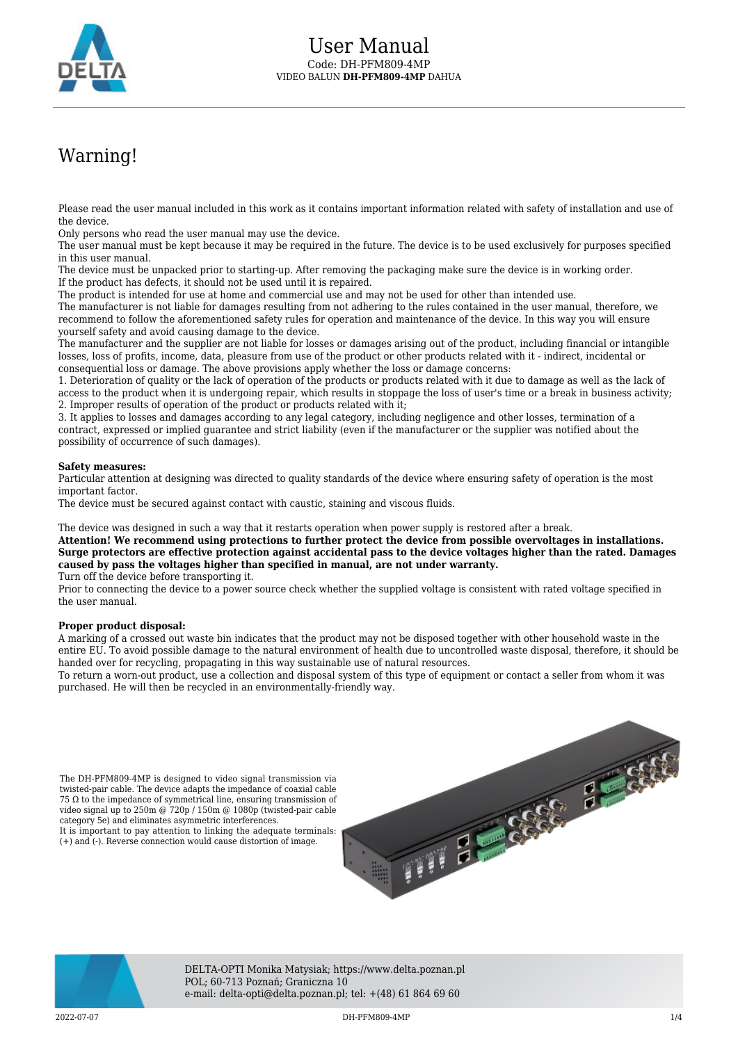# User Manual

Code: DH-PFM809-4MP

VIDEO BALUN **DH-PFM809-4MP** DAHUA

## Warning!

Please read the user manual included in this work as it contains important information related with safety of installation and use of the device.
Only persons who read the user manual may use the device.
The user manual must be kept because it may be required in the future. The device is to be used exclusively for purposes specified in this user manual.
The device must be unpacked prior to starting-up. After removing the packaging make sure the device is in working order.
If the product has defects, it should not be used until it is repaired.
The product is intended for use at home and commercial use and may not be used for other than intended use.
The manufacturer is not liable for damages resulting from not adhering to the rules contained in the user manual, therefore, we recommend to follow the aforementioned safety rules for operation and maintenance of the device. In this way you will ensure yourself safety and avoid causing damage to the device.
The manufacturer and the supplier are not liable for losses or damages arising out of the product, including financial or intangible losses, loss of profits, income, data, pleasure from use of the product or other products related with it - indirect, incidental or consequential loss or damage. The above provisions apply whether the loss or damage concerns:
1. Deterioration of quality or the lack of operation of the products or products related with it due to damage as well as the lack of access to the product when it is undergoing repair, which results in stoppage the loss of user's time or a break in business activity;
2. Improper results of operation of the product or products related with it;
3. It applies to losses and damages according to any legal category, including negligence and other losses, termination of a contract, expressed or implied guarantee and strict liability (even if the manufacturer or the supplier was notified about the possibility of occurrence of such damages).

**Safety measures:**
Particular attention at designing was directed to quality standards of the device where ensuring safety of operation is the most important factor.
The device must be secured against contact with caustic, staining and viscous fluids.

The device was designed in such a way that it restarts operation when power supply is restored after a break.
**Attention! We recommend using protections to further protect the device from possible overvoltages in installations. Surge protectors are effective protection against accidental pass to the device voltages higher than the rated. Damages caused by pass the voltages higher than specified in manual, are not under warranty.**
Turn off the device before transporting it.
Prior to connecting the device to a power source check whether the supplied voltage is consistent with rated voltage specified in the user manual.

**Proper product disposal:**
A marking of a crossed out waste bin indicates that the product may not be disposed together with other household waste in the entire EU. To avoid possible damage to the natural environment of health due to uncontrolled waste disposal, therefore, it should be handed over for recycling, propagating in this way sustainable use of natural resources.
To return a worn-out product, use a collection and disposal system of this type of equipment or contact a seller from whom it was purchased. He will then be recycled in an environmentally-friendly way.

The DH-PFM809-4MP is designed to video signal transmission via twisted-pair cable. The device adapts the impedance of coaxial cable 75 Ω to the impedance of symmetrical line, ensuring transmission of video signal up to 250m @ 720p / 150m @ 1080p (twisted-pair cable category 5e) and eliminates asymmetric interferences.
It is important to pay attention to linking the adequate terminals: (+) and (-). Reverse connection would cause distortion of image.

DELTA-OPTI Monika Matysiak; https://www.delta.poznan.pl
POL; 60-713 Poznań; Graniczna 10
e-mail: delta-opti@delta.poznan.pl; tel: +(48) 61 864 69 60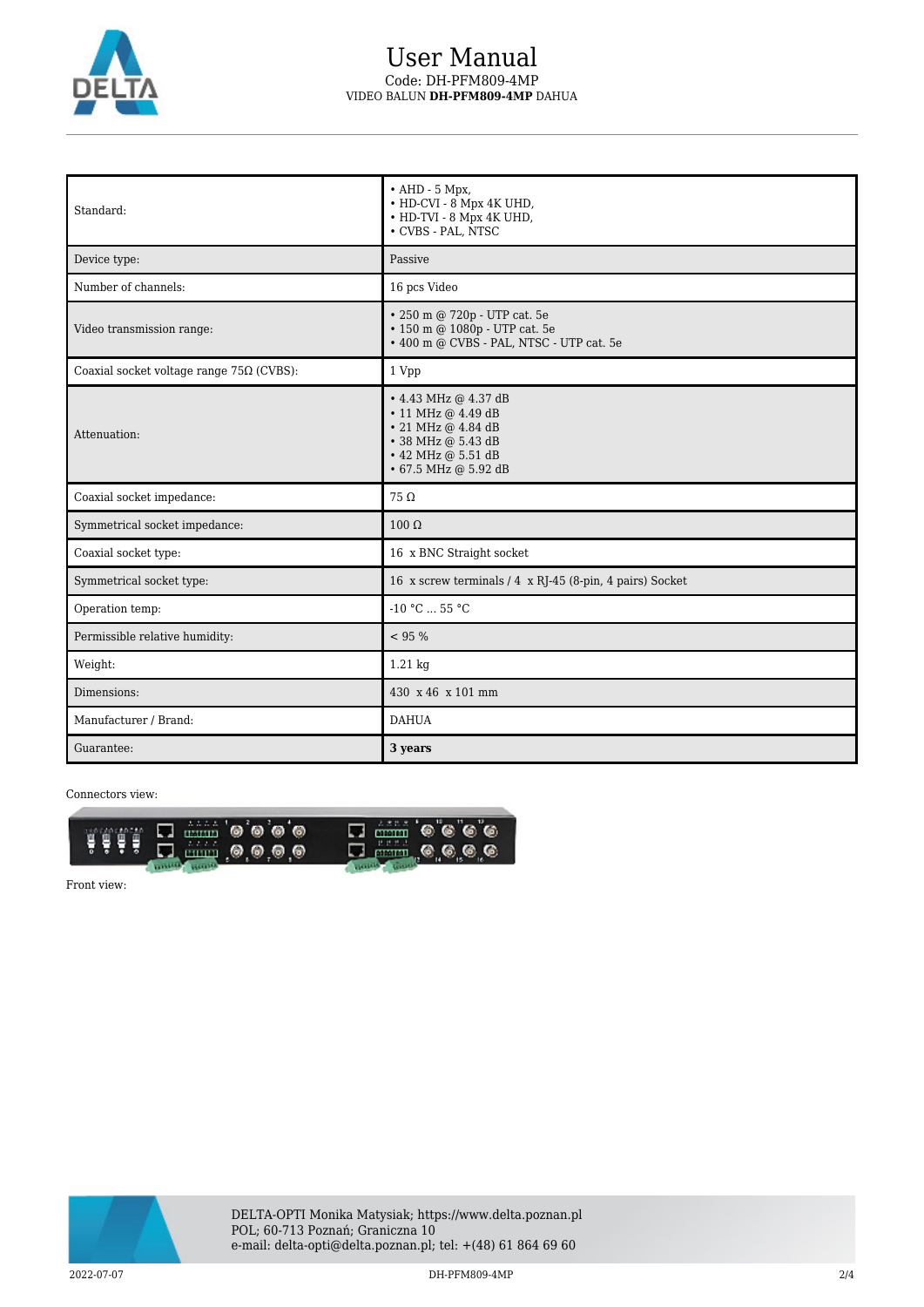| Standard: | • AHD - 5 Mpx,<br>• HD-CVI - 8 Mpx 4K UHD,<br>• HD-TVI - 8 Mpx 4K UHD,<br>• CVBS - PAL, NTSC |
|---|---|
| Device type: | Passive |
| Number of channels: | 16 pcs Video |
| Video transmission range: | • 250 m @ 720p - UTP cat. 5e<br>• 150 m @ 1080p - UTP cat. 5e<br>• 400 m @ CVBS - PAL, NTSC - UTP cat. 5e |
| Coaxial socket voltage range 75Ω (CVBS): | 1 Vpp |
| Attenuation: | • 4.43 MHz @ 4.37 dB<br>• 11 MHz @ 4.49 dB<br>• 21 MHz @ 4.84 dB<br>• 38 MHz @ 5.43 dB<br>• 42 MHz @ 5.51 dB<br>• 67.5 MHz @ 5.92 dB |
| Coaxial socket impedance: | 75 Ω |
| Symmetrical socket impedance: | 100 Ω |
| Coaxial socket type: | 16 x BNC Straight socket |
| Symmetrical socket type: | 16 x screw terminals / 4 x RJ-45 (8-pin, 4 pairs) Socket |
| Operation temp: | -10 °C ... 55 °C |
| Permissible relative humidity: | < 95 % |
| Weight: | 1.21 kg |
| Dimensions: | 430 x 46 x 101 mm |
| Manufacturer / Brand: | DAHUA |
| Guarantee: | **3 years** |

Connectors view:

Front view: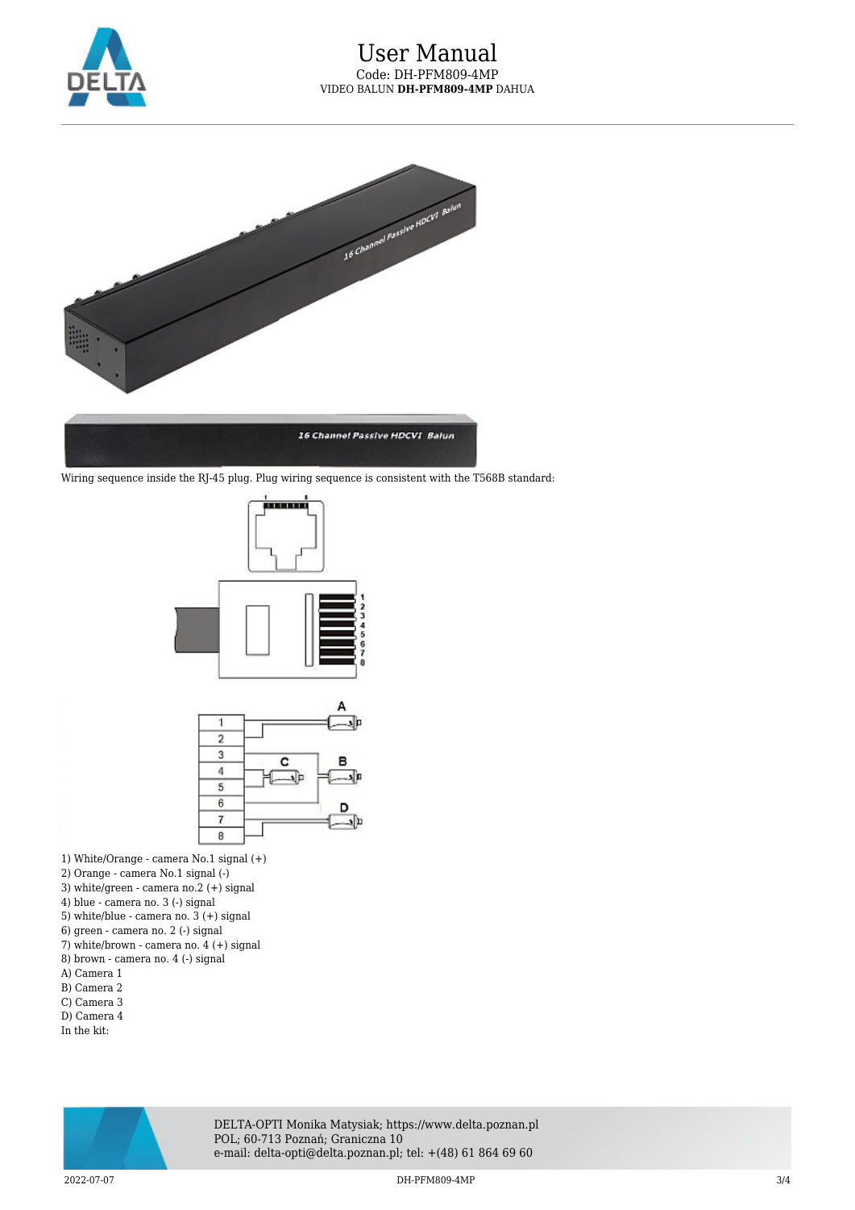Wiring sequence inside the RJ-45 plug. Plug wiring sequence is consistent with the T568B standard:

1) White/Orange - camera No.1 signal (+)
2) Orange - camera No.1 signal (-)
3) white/green - camera no.2 (+) signal
4) blue - camera no. 3 (-) signal
5) white/blue - camera no. 3 (+) signal
6) green - camera no. 2 (-) signal
7) white/brown - camera no. 4 (+) signal
8) brown - camera no. 4 (-) signal

A) Camera 1
B) Camera 2
C) Camera 3
D) Camera 4

In the kit: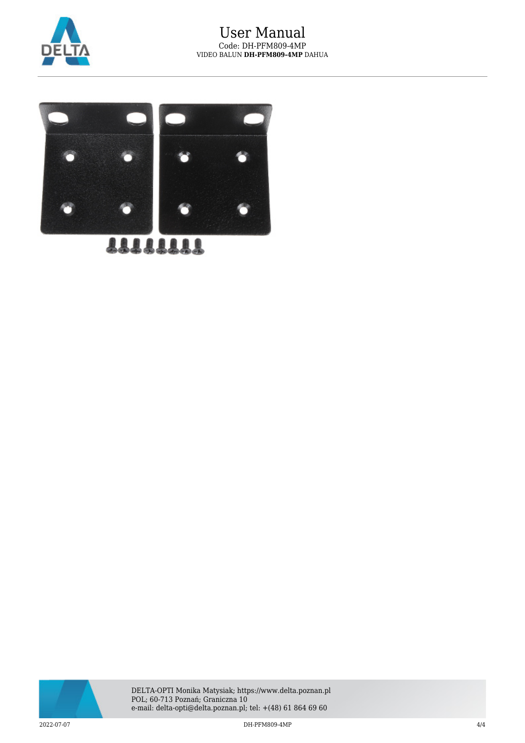# User Manual

Code: DH-PFM809-4MP

VIDEO BALUN **DH-PFM809-4MP** DAHUA

DELTA-OPTI Monika Matysiak; https://www.delta.poznan.pl
POL; 60-713 Poznań; Graniczna 10
e-mail: delta-opti@delta.poznan.pl; tel: +(48) 61 864 69 60